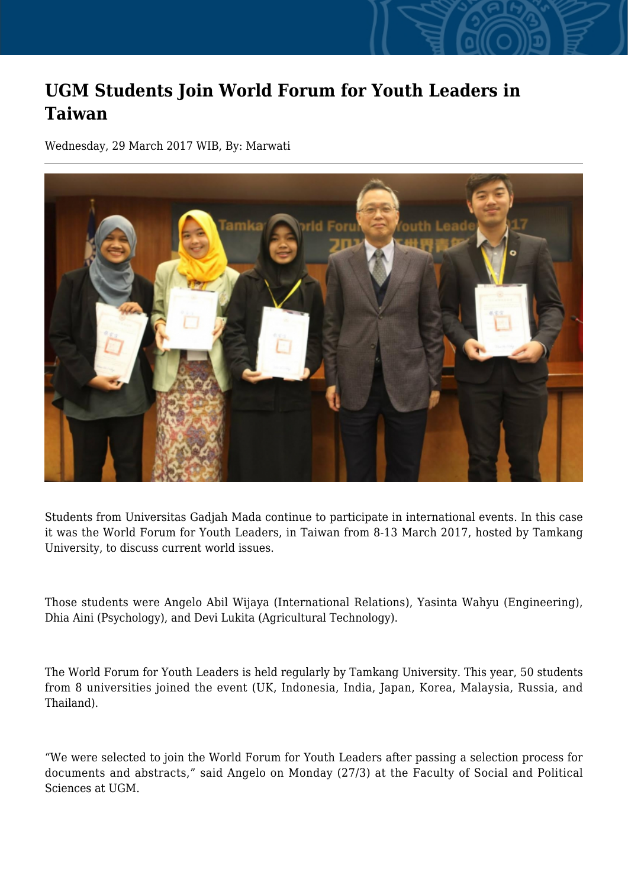# UGM Students Join World Forum for Youth Leaders in Taiwan

Wednesday, 29 March 2017 WIB, By: Marwati

Students from Universitas Gadjah Mada continue to participate in international events. In this case it was the World Forum for Youth Leaders, in Taiwan from 8-13 March 2017, hosted by Tamkang University, to discuss current world issues.

Those students were Angelo Abil Wijaya (International Relations), Yasinta Wahyu (Engineering), Dhia Aini (Psychology), and Devi Lukita (Agricultural Technology).

The World Forum for Youth Leaders is held regularly by Tamkang University. This year, 50 students from 8 universities joined the event (UK, Indonesia, India, Japan, Korea, Malaysia, Russia, and Thailand).

“We were selected to join the World Forum for Youth Leaders after passing a selection process for documents and abstracts,” said Angelo on Monday (27/3) at the Faculty of Social and Political Sciences at UGM.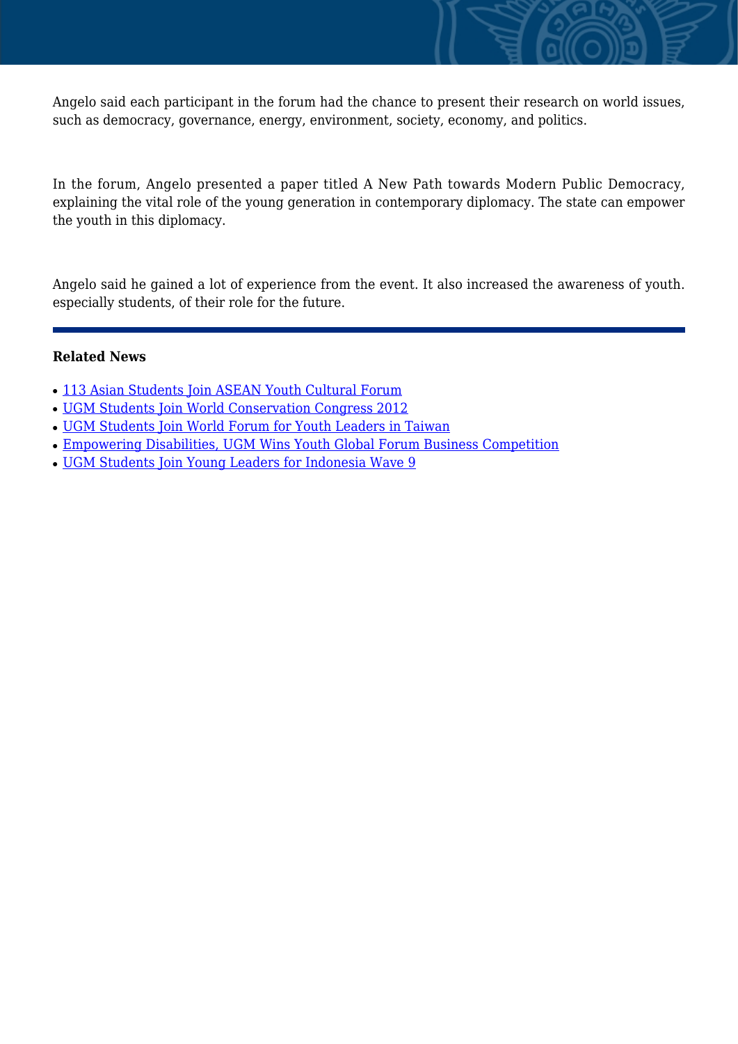Angelo said each participant in the forum had the chance to present their research on world issues, such as democracy, governance, energy, environment, society, economy, and politics.

In the forum, Angelo presented a paper titled A New Path towards Modern Public Democracy, explaining the vital role of the young generation in contemporary diplomacy. The state can empower the youth in this diplomacy.

Angelo said he gained a lot of experience from the event. It also increased the awareness of youth. especially students, of their role for the future.

---

**Related News**

- 113 Asian Students Join ASEAN Youth Cultural Forum
- UGM Students Join World Conservation Congress 2012
- UGM Students Join World Forum for Youth Leaders in Taiwan
- Empowering Disabilities, UGM Wins Youth Global Forum Business Competition
- UGM Students Join Young Leaders for Indonesia Wave 9